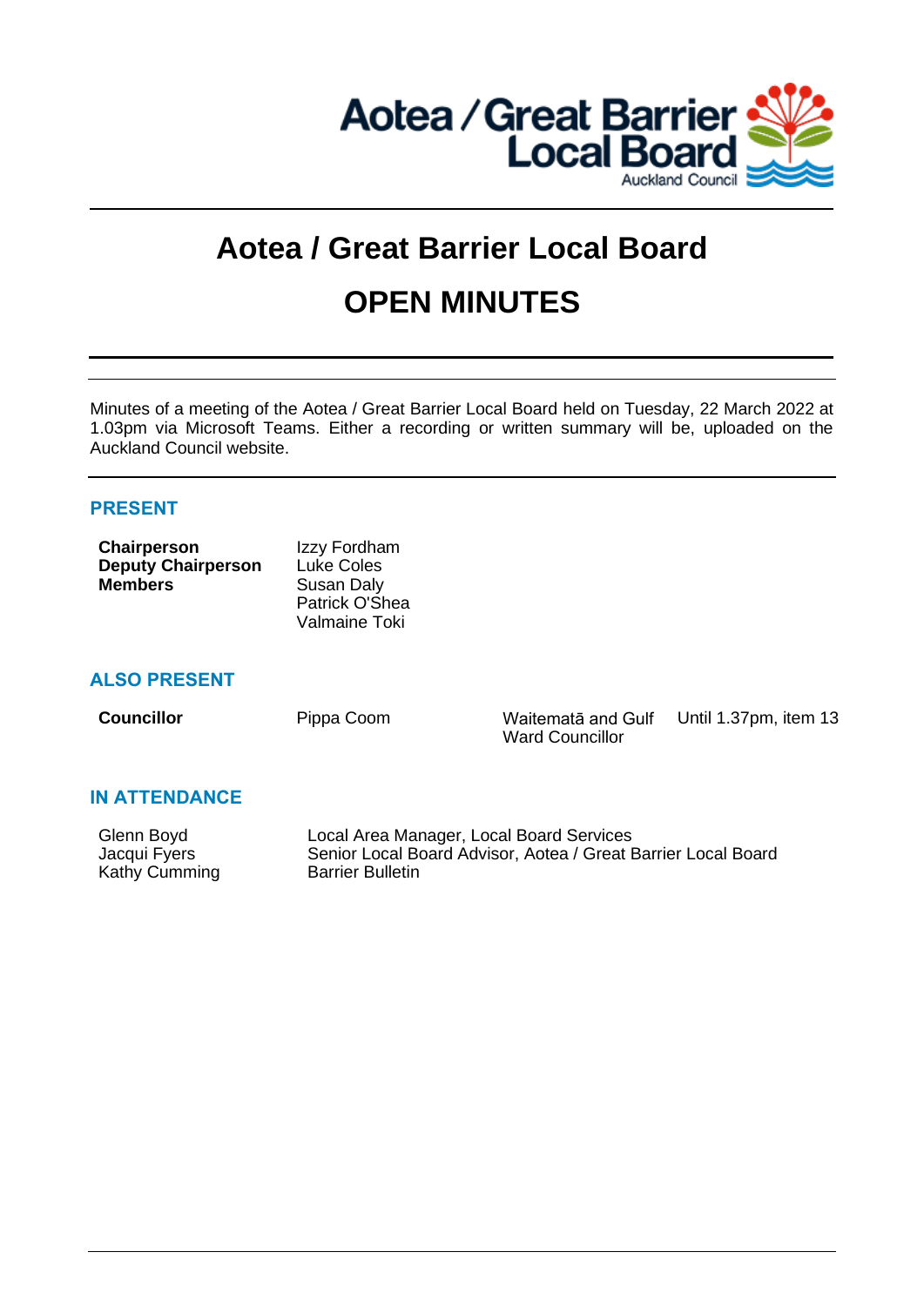# Aotea / Great Barrier Local Board

# OPEN MINUTES

Minutes of a meeting of the Aotea / Great Barrier Local Board held on Tuesday, 22 March 2022 at 1.03pm via Microsoft Teams. Either a recording or written summary will be, uploaded on the Auckland Council website.

## PRESENT

| | |
|---|---|
| **Chairperson** | Izzy Fordham |
| **Deputy Chairperson** | Luke Coles |
| **Members** | Susan Daly |
| | Patrick O'Shea |
| | Valmaine Toki |

## ALSO PRESENT

| | | | |
|---|---|---|---|
| **Councillor** | Pippa Coom | Waitematā and Gulf Ward Councillor | Until 1.37pm, item 13 |

## IN ATTENDANCE

| | |
|---|---|
| Glenn Boyd | Local Area Manager, Local Board Services |
| Jacqui Fyers | Senior Local Board Advisor, Aotea / Great Barrier Local Board |
| Kathy Cumming | Barrier Bulletin |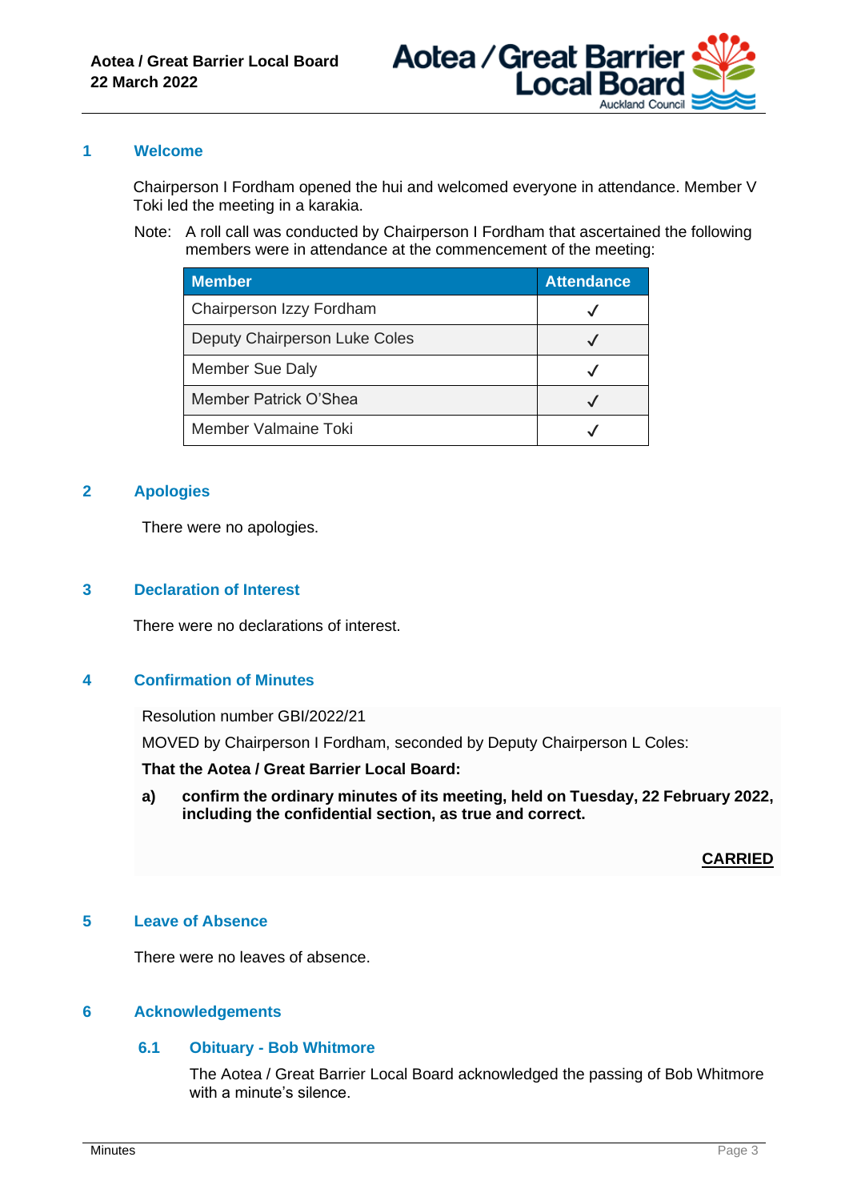## 1 Welcome

Chairperson I Fordham opened the hui and welcomed everyone in attendance. Member V Toki led the meeting in a karakia.

Note: A roll call was conducted by Chairperson I Fordham that ascertained the following members were in attendance at the commencement of the meeting:

| Member | Attendance |
|---|---|
| Chairperson Izzy Fordham | ✓ |
| Deputy Chairperson Luke Coles | ✓ |
| Member Sue Daly | ✓ |
| Member Patrick O'Shea | ✓ |
| Member Valmaine Toki | ✓ |

## 2 Apologies

There were no apologies.

## 3 Declaration of Interest

There were no declarations of interest.

## 4 Confirmation of Minutes

Resolution number GBI/2022/21

MOVED by Chairperson I Fordham, seconded by Deputy Chairperson L Coles:

**That the Aotea / Great Barrier Local Board:**

**a) confirm the ordinary minutes of its meeting, held on Tuesday, 22 February 2022, including the confidential section, as true and correct.**

**CARRIED**

## 5 Leave of Absence

There were no leaves of absence.

## 6 Acknowledgements

### 6.1 Obituary - Bob Whitmore

The Aotea / Great Barrier Local Board acknowledged the passing of Bob Whitmore with a minute's silence.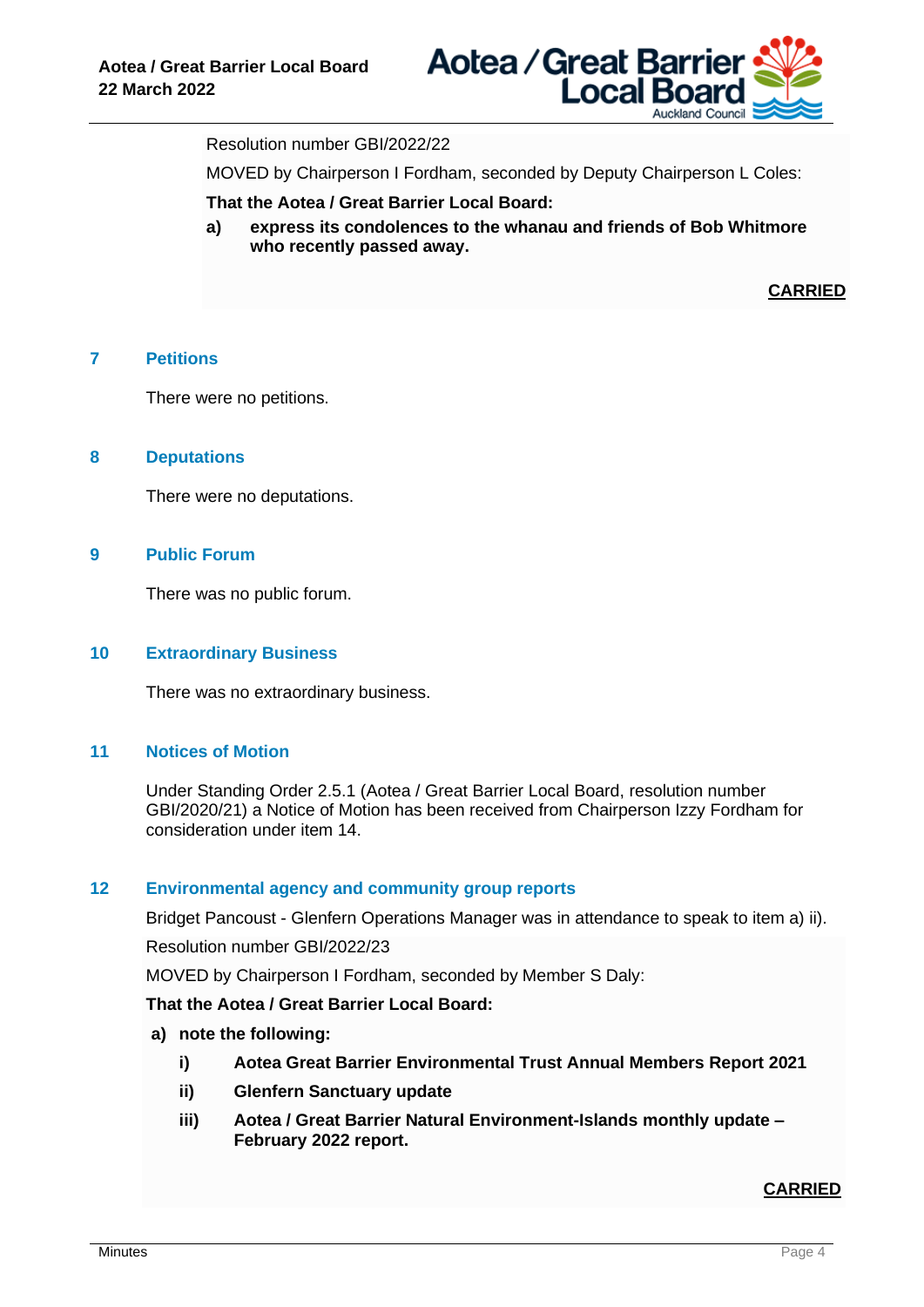Resolution number GBI/2022/22

MOVED by Chairperson I Fordham, seconded by Deputy Chairperson L Coles:

**That the Aotea / Great Barrier Local Board:**

**a) express its condolences to the whanau and friends of Bob Whitmore who recently passed away.**

**CARRIED**

## 7 Petitions

There were no petitions.

## 8 Deputations

There were no deputations.

## 9 Public Forum

There was no public forum.

## 10 Extraordinary Business

There was no extraordinary business.

## 11 Notices of Motion

Under Standing Order 2.5.1 (Aotea / Great Barrier Local Board, resolution number GBI/2020/21) a Notice of Motion has been received from Chairperson Izzy Fordham for consideration under item 14.

## 12 Environmental agency and community group reports

Bridget Pancoust - Glenfern Operations Manager was in attendance to speak to item a) ii).

Resolution number GBI/2022/23

MOVED by Chairperson I Fordham, seconded by Member S Daly:

**That the Aotea / Great Barrier Local Board:**

**a) note the following:**

**i) Aotea Great Barrier Environmental Trust Annual Members Report 2021**

**ii) Glenfern Sanctuary update**

**iii) Aotea / Great Barrier Natural Environment-Islands monthly update – February 2022 report.**

**CARRIED**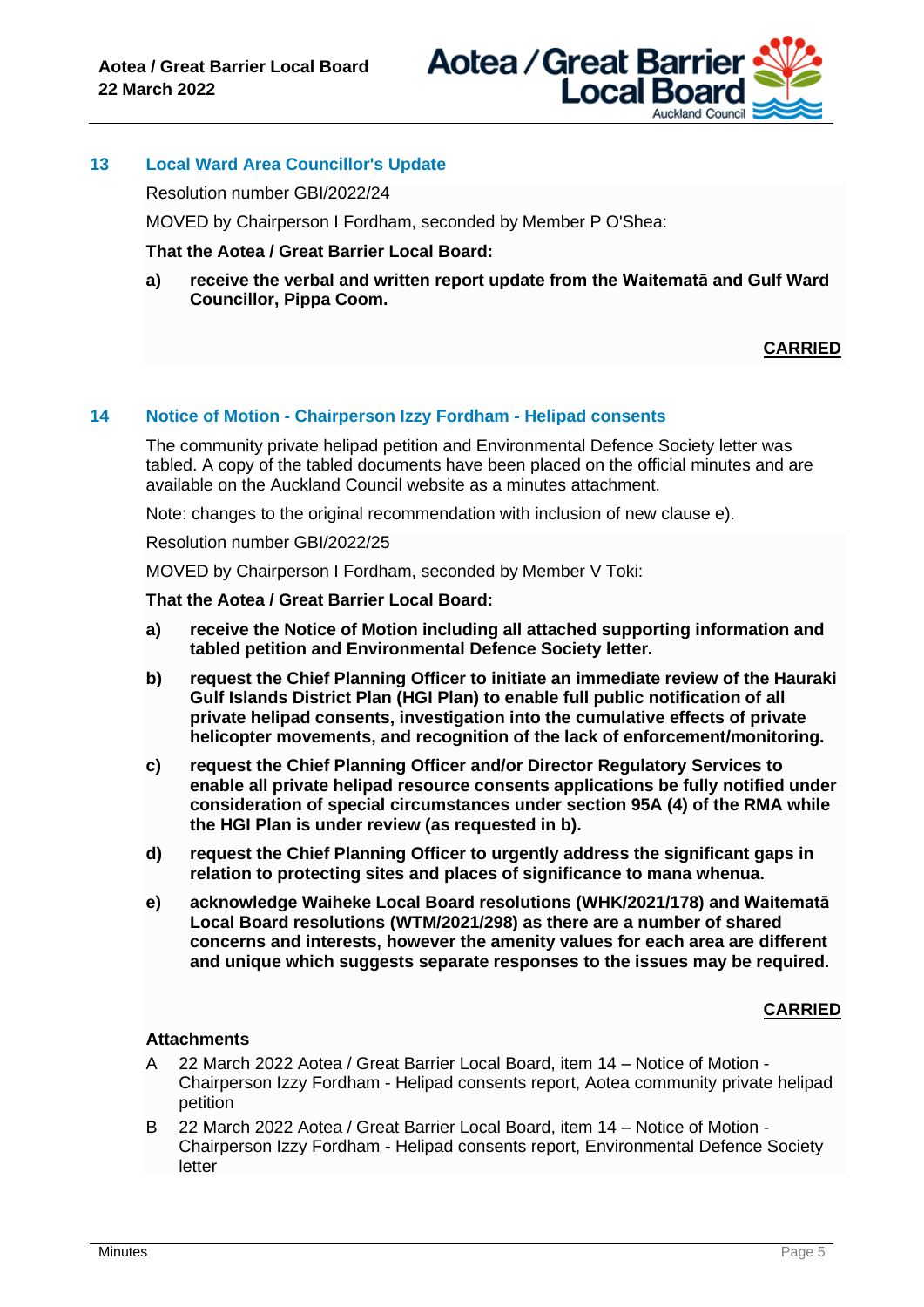## 13 Local Ward Area Councillor's Update

Resolution number GBI/2022/24

MOVED by Chairperson I Fordham, seconded by Member P O'Shea:

**That the Aotea / Great Barrier Local Board:**

**a) receive the verbal and written report update from the Waitematā and Gulf Ward Councillor, Pippa Coom.**

**CARRIED**

## 14 Notice of Motion - Chairperson Izzy Fordham - Helipad consents

The community private helipad petition and Environmental Defence Society letter was tabled. A copy of the tabled documents have been placed on the official minutes and are available on the Auckland Council website as a minutes attachment.

Note: changes to the original recommendation with inclusion of new clause e).

Resolution number GBI/2022/25

MOVED by Chairperson I Fordham, seconded by Member V Toki:

**That the Aotea / Great Barrier Local Board:**

**a) receive the Notice of Motion including all attached supporting information and tabled petition and Environmental Defence Society letter.**

**b) request the Chief Planning Officer to initiate an immediate review of the Hauraki Gulf Islands District Plan (HGI Plan) to enable full public notification of all private helipad consents, investigation into the cumulative effects of private helicopter movements, and recognition of the lack of enforcement/monitoring.**

**c) request the Chief Planning Officer and/or Director Regulatory Services to enable all private helipad resource consents applications be fully notified under consideration of special circumstances under section 95A (4) of the RMA while the HGI Plan is under review (as requested in b).**

**d) request the Chief Planning Officer to urgently address the significant gaps in relation to protecting sites and places of significance to mana whenua.**

**e) acknowledge Waiheke Local Board resolutions (WHK/2021/178) and Waitematā Local Board resolutions (WTM/2021/298) as there are a number of shared concerns and interests, however the amenity values for each area are different and unique which suggests separate responses to the issues may be required.**

**CARRIED**

**Attachments**

A 22 March 2022 Aotea / Great Barrier Local Board, item 14 – Notice of Motion - Chairperson Izzy Fordham - Helipad consents report, Aotea community private helipad petition

B 22 March 2022 Aotea / Great Barrier Local Board, item 14 – Notice of Motion - Chairperson Izzy Fordham - Helipad consents report, Environmental Defence Society letter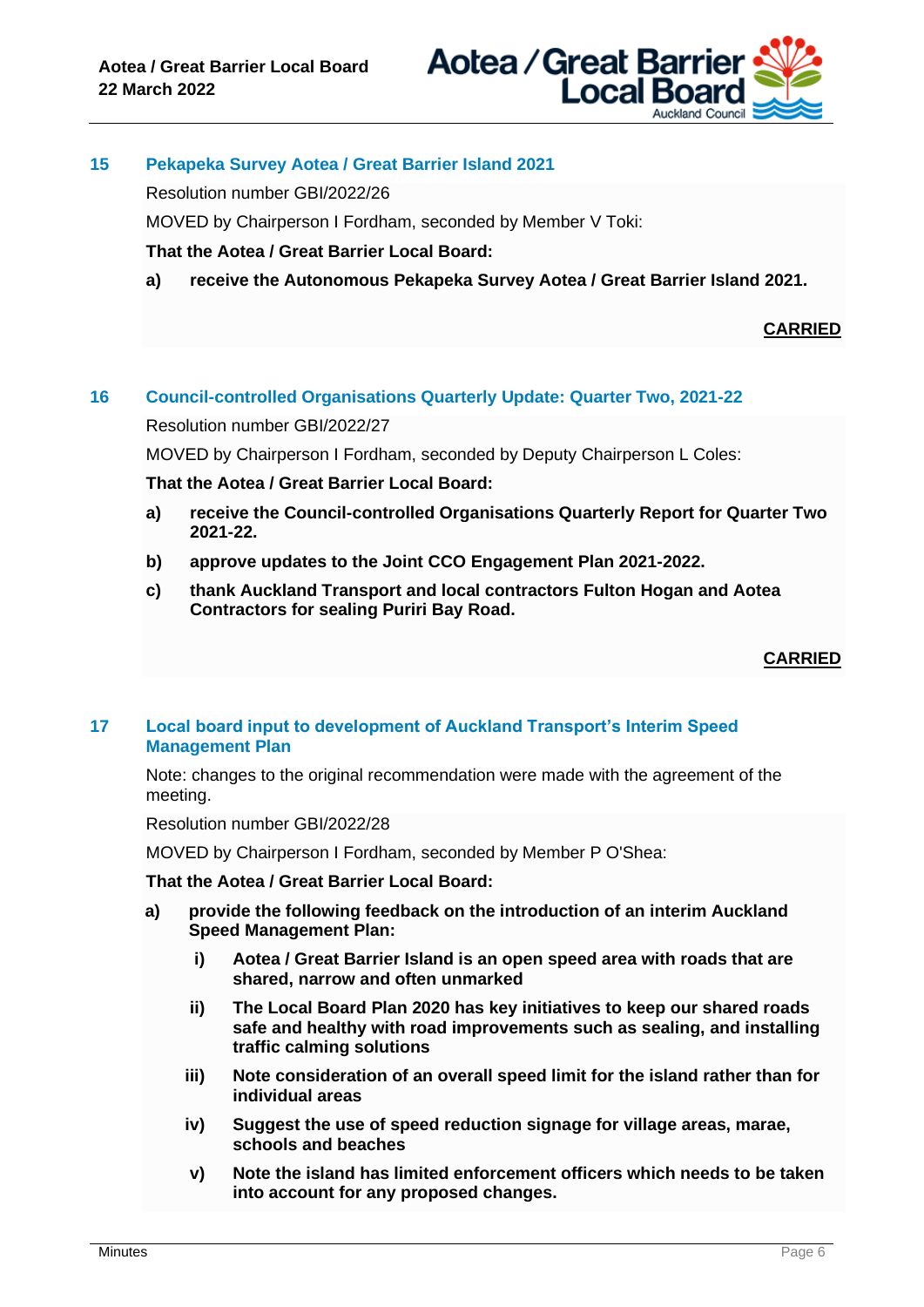## 15 Pekapeka Survey Aotea / Great Barrier Island 2021

Resolution number GBI/2022/26

MOVED by Chairperson I Fordham, seconded by Member V Toki:

**That the Aotea / Great Barrier Local Board:**

**a) receive the Autonomous Pekapeka Survey Aotea / Great Barrier Island 2021.**

**CARRIED**

## 16 Council-controlled Organisations Quarterly Update: Quarter Two, 2021-22

Resolution number GBI/2022/27

MOVED by Chairperson I Fordham, seconded by Deputy Chairperson L Coles:

**That the Aotea / Great Barrier Local Board:**

**a) receive the Council-controlled Organisations Quarterly Report for Quarter Two 2021-22.**

**b) approve updates to the Joint CCO Engagement Plan 2021-2022.**

**c) thank Auckland Transport and local contractors Fulton Hogan and Aotea Contractors for sealing Puriri Bay Road.**

**CARRIED**

## 17 Local board input to development of Auckland Transport's Interim Speed Management Plan

Note: changes to the original recommendation were made with the agreement of the meeting.

Resolution number GBI/2022/28

MOVED by Chairperson I Fordham, seconded by Member P O'Shea:

**That the Aotea / Great Barrier Local Board:**

**a) provide the following feedback on the introduction of an interim Auckland Speed Management Plan:**

**i) Aotea / Great Barrier Island is an open speed area with roads that are shared, narrow and often unmarked**

**ii) The Local Board Plan 2020 has key initiatives to keep our shared roads safe and healthy with road improvements such as sealing, and installing traffic calming solutions**

**iii) Note consideration of an overall speed limit for the island rather than for individual areas**

**iv) Suggest the use of speed reduction signage for village areas, marae, schools and beaches**

**v) Note the island has limited enforcement officers which needs to be taken into account for any proposed changes.**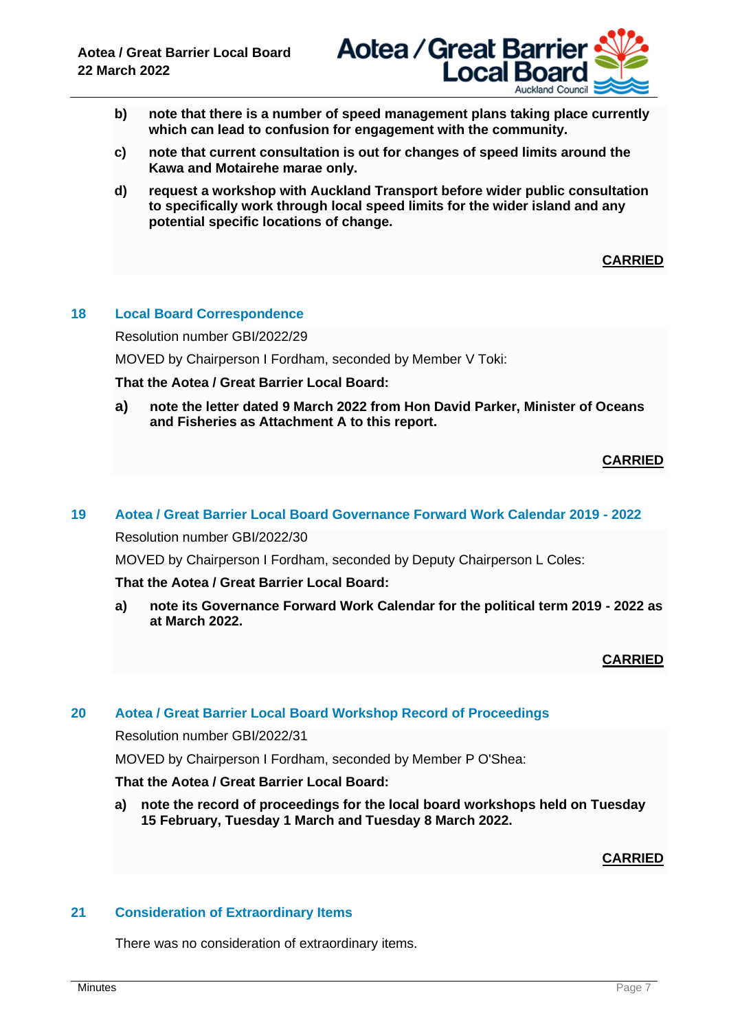**b) note that there is a number of speed management plans taking place currently which can lead to confusion for engagement with the community.**

**c) note that current consultation is out for changes of speed limits around the Kawa and Motairehe marae only.**

**d) request a workshop with Auckland Transport before wider public consultation to specifically work through local speed limits for the wider island and any potential specific locations of change.**

**CARRIED**

## 18 Local Board Correspondence

Resolution number GBI/2022/29

MOVED by Chairperson I Fordham, seconded by Member V Toki:

**That the Aotea / Great Barrier Local Board:**

**a) note the letter dated 9 March 2022 from Hon David Parker, Minister of Oceans and Fisheries as Attachment A to this report.**

**CARRIED**

## 19 Aotea / Great Barrier Local Board Governance Forward Work Calendar 2019 - 2022

Resolution number GBI/2022/30

MOVED by Chairperson I Fordham, seconded by Deputy Chairperson L Coles:

**That the Aotea / Great Barrier Local Board:**

**a) note its Governance Forward Work Calendar for the political term 2019 - 2022 as at March 2022.**

**CARRIED**

## 20 Aotea / Great Barrier Local Board Workshop Record of Proceedings

Resolution number GBI/2022/31

MOVED by Chairperson I Fordham, seconded by Member P O'Shea:

**That the Aotea / Great Barrier Local Board:**

**a) note the record of proceedings for the local board workshops held on Tuesday 15 February, Tuesday 1 March and Tuesday 8 March 2022.**

**CARRIED**

## 21 Consideration of Extraordinary Items

There was no consideration of extraordinary items.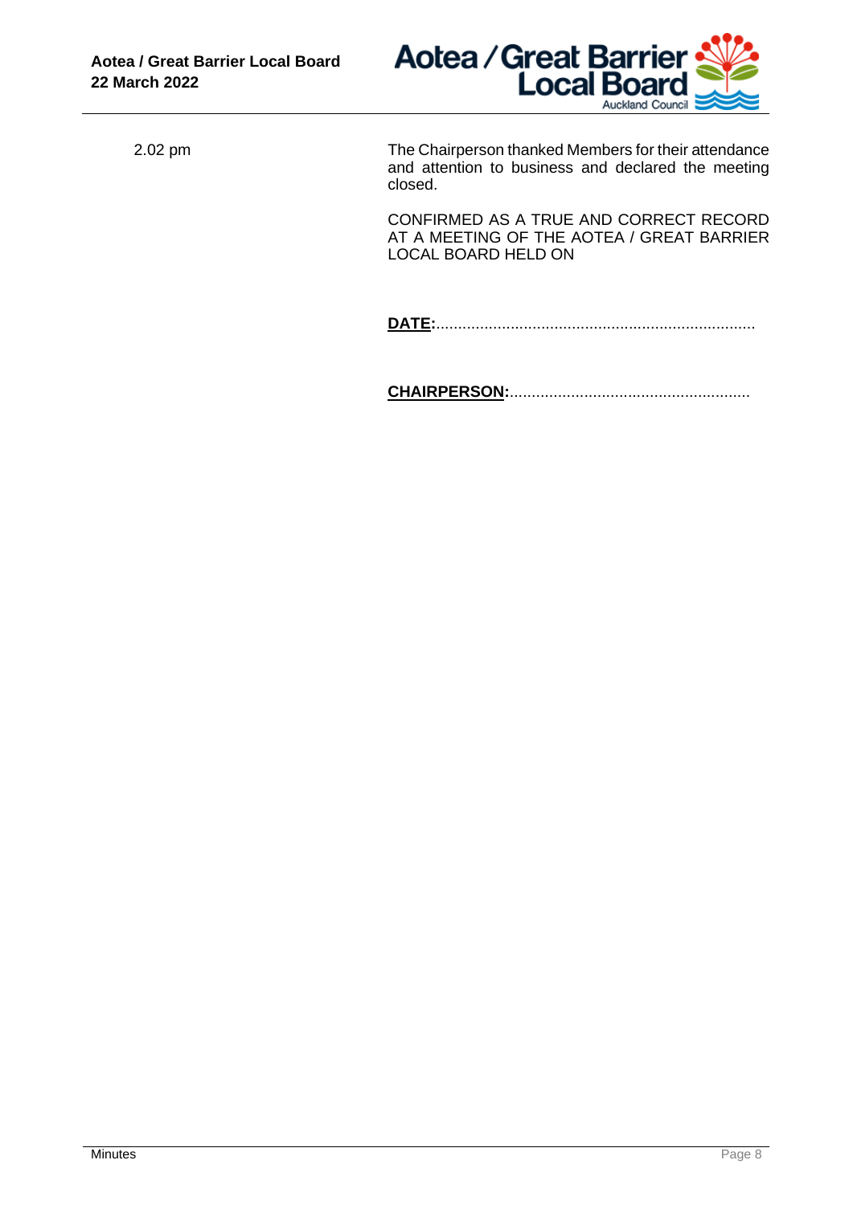2.02 pm

The Chairperson thanked Members for their attendance and attention to business and declared the meeting closed.

CONFIRMED AS A TRUE AND CORRECT RECORD AT A MEETING OF THE AOTEA / GREAT BARRIER LOCAL BOARD HELD ON

**DATE:**.........................................................................

**CHAIRPERSON:**.......................................................